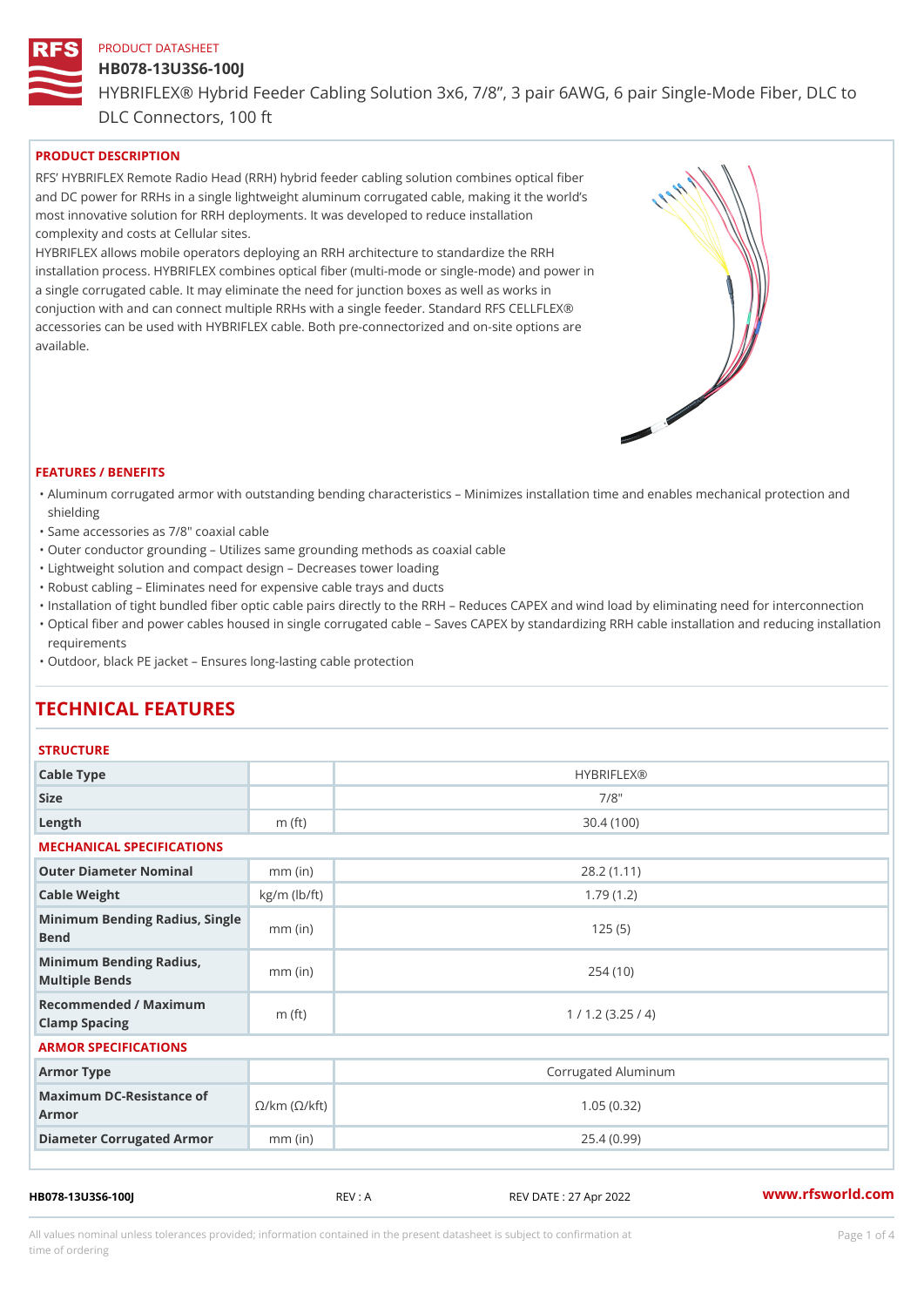PRODUCT DATASHEET

# HB078-13U3S6-100J

HYBRIFLEX® Hybrid Feeder Cabling Solution 3x6, 7/8", 3 pair 6AWG, 6 pair Single-Mode Fiber, DLC to DLC Connectors, 100 ft

## PRODUCT DESCRIPTION

RFS' HYBRIFLEX Remote Radio Head (RRH) hybrid feeder cabling solution combines optical fiber and DC power for RRHs in a single lightweight aluminum corrugated cable, making it the world's most innovative solution for RRH deployments. It was developed to reduce installation complexity and costs at Cellular sites.

HYBRIFLEX allows mobile operators deploying an RRH architecture to standardize the RRH installation process. HYBRIFLEX combines optical fiber (multi-mode or single-mode) and power in a single corrugated cable. It may eliminate the need for junction boxes as well as works in conjuction with and can connect multiple RRHs with a single feeder. Standard RFS CELLFLEX® accessories can be used with HYBRIFLEX cable. Both pre-connectorized and on-site options are available.

## FEATURES / BENEFITS

- Aluminum corrugated armor with outstanding bending characteristics – Minimizes installation time and enables mechanical protection and shielding
- Same accessories as 7/8" coaxial cable
- Outer conductor grounding – Utilizes same grounding methods as coaxial cable
- Lightweight solution and compact design – Decreases tower loading
- Robust cabling – Eliminates need for expensive cable trays and ducts
- Installation of tight bundled fiber optic cable pairs directly to the RRH – Reduces CAPEX and wind load by eliminating need for interconnection
- Optical fiber and power cables housed in single corrugated cable – Saves CAPEX by standardizing RRH cable installation and reducing installation requirements
- Outdoor, black PE jacket – Ensures long-lasting cable protection

# TECHNICAL FEATURES

### STRUCTURE

| | | |
|---|---|---|
| Cable Type | | HYBRIFLEX® |
| Size | | 7/8" |
| Length | m (ft) | 30.4 (100) |

### MECHANICAL SPECIFICATIONS

| | | |
|---|---|---|
| Outer Diameter Nominal | mm (in) | 28.2 (1.11) |
| Cable Weight | kg/m (lb/ft) | 1.79 (1.2) |
| Minimum Bending Radius, Single Bend | mm (in) | 125 (5) |
| Minimum Bending Radius, Multiple Bends | mm (in) | 254 (10) |
| Recommended / Maximum Clamp Spacing | m (ft) | 1 / 1.2 (3.25 / 4) |

### ARMOR SPECIFICATIONS

| | | |
|---|---|---|
| Armor Type | | Corrugated Aluminum |
| Maximum DC-Resistance of Armor | Ω/km (Ω/kft) | 1.05 (0.32) |
| Diameter Corrugated Armor | mm (in) | 25.4 (0.99) |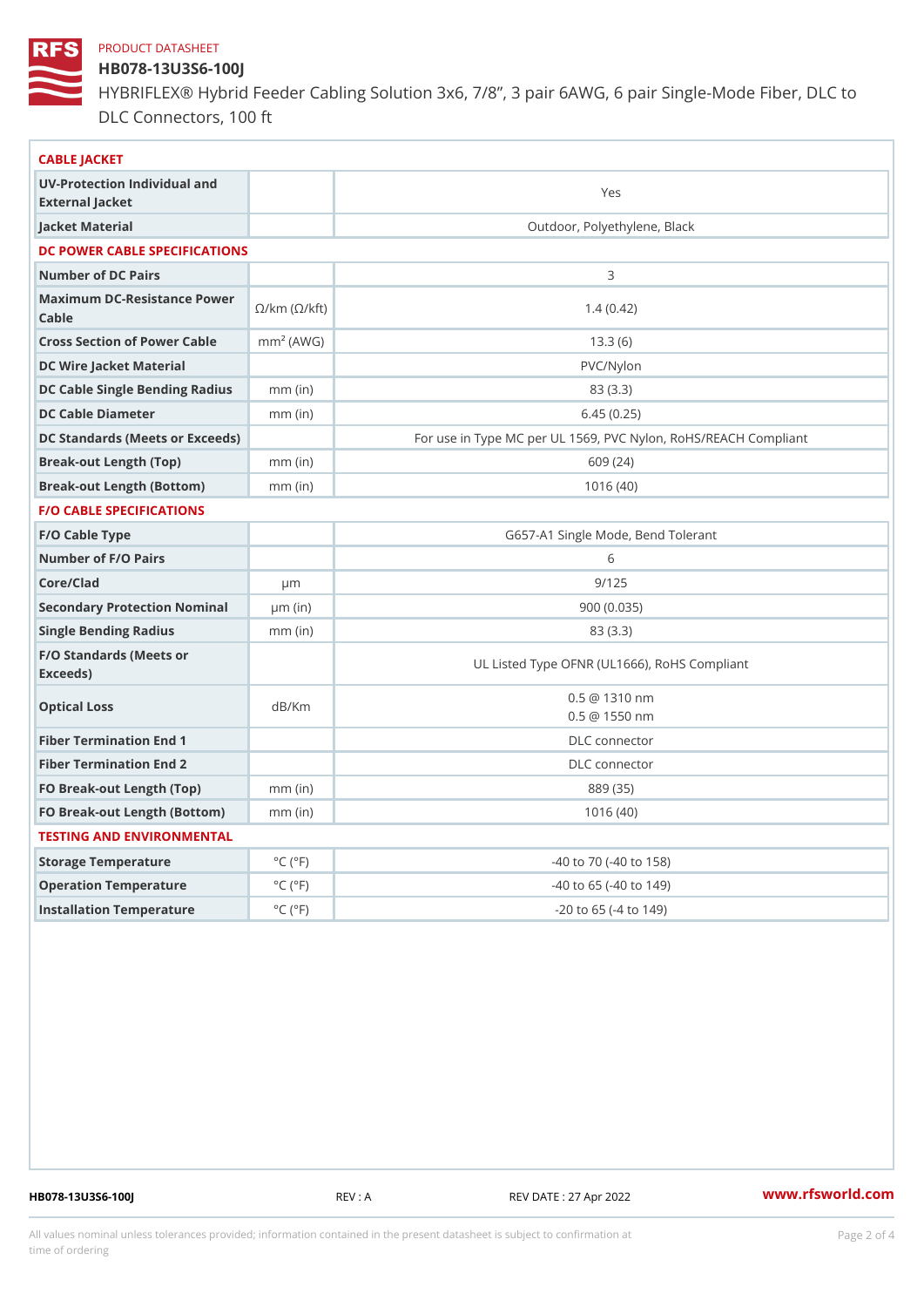PRODUCT DATASHEET

# HB078-13U3S6-100J

HYBRIFLEX® Hybrid Feeder Cabling Solution 3x6, 7/8", 3 pair 6AWG, 6 pair Single-Mode Fiber, DLC to DLC Connectors, 100 ft

## CABLE JACKET

| | | |
|---|---|---|
| UV-Protection Individual and External Jacket | | Yes |
| Jacket Material | | Outdoor, Polyethylene, Black |

## DC POWER CABLE SPECIFICATIONS

| | | |
|---|---|---|
| Number of DC Pairs | | 3 |
| Maximum DC-Resistance Power Cable | Ω/km (Ω/kft) | 1.4 (0.42) |
| Cross Section of Power Cable | $mm^2$ (AWG) | 13.3 (6) |
| DC Wire Jacket Material | | PVC/Nylon |
| DC Cable Single Bending Radius | mm (in) | 83 (3.3) |
| DC Cable Diameter | mm (in) | 6.45 (0.25) |
| DC Standards (Meets or Exceeds) | | For use in Type MC per UL 1569, PVC Nylon, RoHS/REACH Compliant |
| Break-out Length (Top) | mm (in) | 609 (24) |
| Break-out Length (Bottom) | mm (in) | 1016 (40) |

## F/O CABLE SPECIFICATIONS

| | | |
|---|---|---|
| F/O Cable Type | | G657-A1 Single Mode, Bend Tolerant |
| Number of F/O Pairs | | 6 |
| Core/Clad | μm | 9/125 |
| Secondary Protection Nominal | μm (in) | 900 (0.035) |
| Single Bending Radius | mm (in) | 83 (3.3) |
| F/O Standards (Meets or Exceeds) | | UL Listed Type OFNR (UL1666), RoHS Compliant |
| Optical Loss | dB/Km | 0.5 @ 1310 nm<br>0.5 @ 1550 nm |
| Fiber Termination End 1 | | DLC connector |
| Fiber Termination End 2 | | DLC connector |
| FO Break-out Length (Top) | mm (in) | 889 (35) |
| FO Break-out Length (Bottom) | mm (in) | 1016 (40) |

## TESTING AND ENVIRONMENTAL

| | | |
|---|---|---|
| Storage Temperature | °C (°F) | -40 to 70 (-40 to 158) |
| Operation Temperature | °C (°F) | -40 to 65 (-40 to 149) |
| Installation Temperature | °C (°F) | -20 to 65 (-4 to 149) |

HB078-13U3S6-100J REV : A REV DATE : 27 Apr 2022 www.rfsworld.com

All values nominal unless tolerances provided; information contained in the present datasheet is subject to confirmation at time of ordering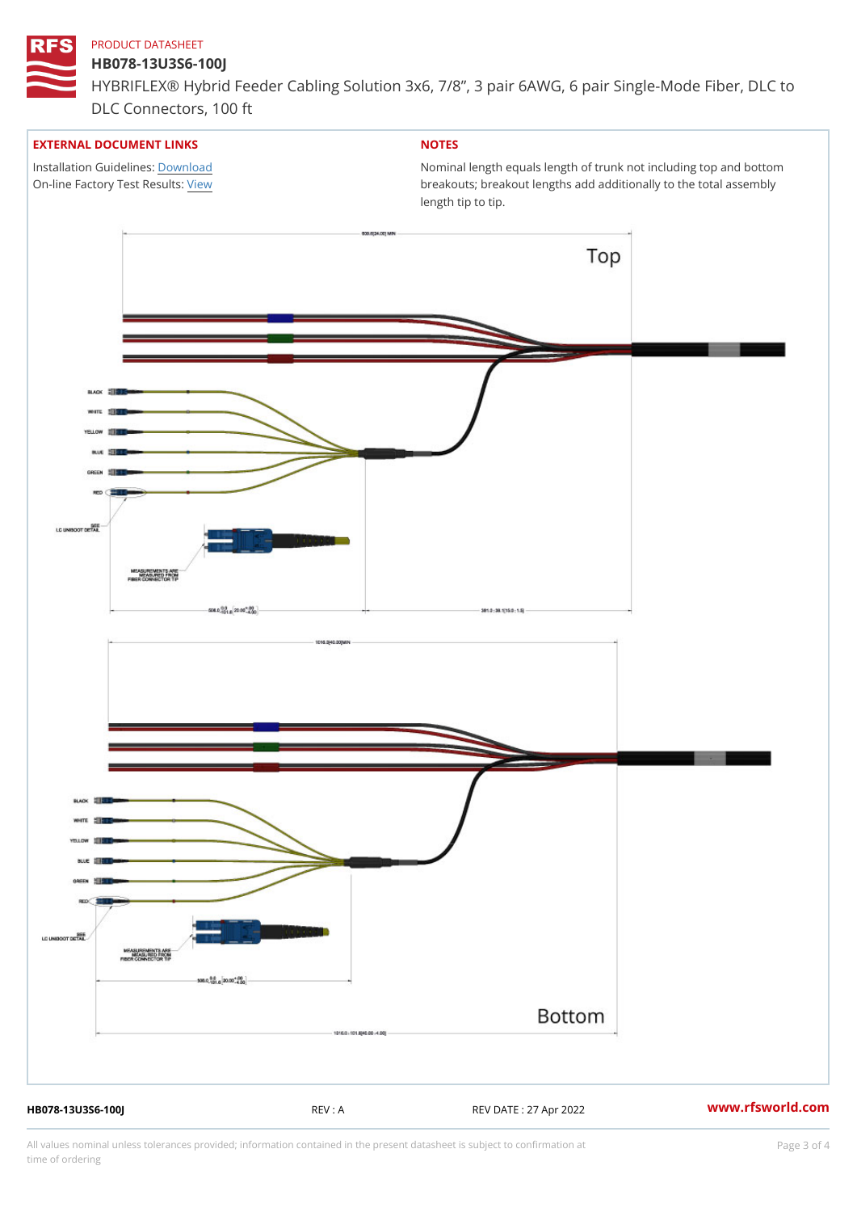PRODUCT DATASHEET

# HB078-13U3S6-100J

HYBRIFLEX® Hybrid Feeder Cabling Solution 3x6, 7/8”, 3 pair 6AWG, 6 pair Single-Mode Fiber, DLC to DLC Connectors, 100 ft

## EXTERNAL DOCUMENT LINKS

Installation Guidelines: Download
On-line Factory Test Results: View

## NOTES

Nominal length equals length of trunk not including top and bottom breakouts; breakout lengths add additionally to the total assembly length tip to tip.

Top

BLACK
WHITE
YELLOW
BLUE
GREEN
RED

SEE LC UNIBOOT DETAIL

MEASUREMENTS ARE MEASURED FROM FIBER CONNECTOR TIP

Bottom

BLACK
WHITE
YELLOW
BLUE
GREEN
RED

SEE LC UNIBOOT DETAIL

MEASUREMENTS ARE MEASURED FROM FIBER CONNECTOR TIP

HB078-13U3S6-100J REV : A REV DATE : 27 Apr 2022 www.rfsworld.com

All values nominal unless tolerances provided; information contained in the present datasheet is subject to confirmation at time of ordering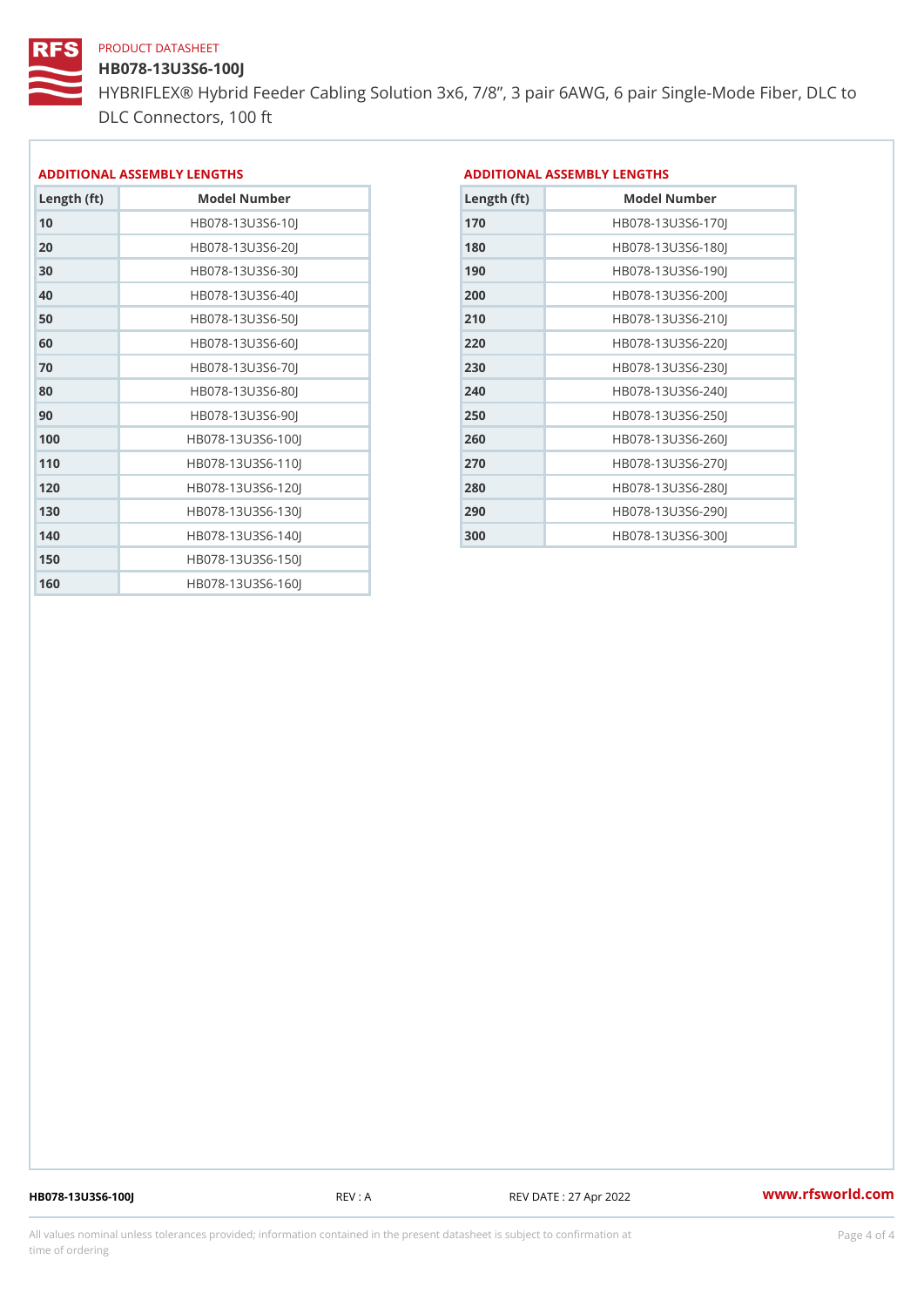PRODUCT DATASHEET

# HB078-13U3S6-100J

HYBRIFLEX® Hybrid Feeder Cabling Solution 3x6, 7/8”, 3 pair 6AWG, 6 pair Single-Mode Fiber, DLC to DLC Connectors, 100 ft

## ADDITIONAL ASSEMBLY LENGTHS

| Length (ft) | Model Number |
|---|---|
| 10 | HB078-13U3S6-10J |
| 20 | HB078-13U3S6-20J |
| 30 | HB078-13U3S6-30J |
| 40 | HB078-13U3S6-40J |
| 50 | HB078-13U3S6-50J |
| 60 | HB078-13U3S6-60J |
| 70 | HB078-13U3S6-70J |
| 80 | HB078-13U3S6-80J |
| 90 | HB078-13U3S6-90J |
| 100 | HB078-13U3S6-100J |
| 110 | HB078-13U3S6-110J |
| 120 | HB078-13U3S6-120J |
| 130 | HB078-13U3S6-130J |
| 140 | HB078-13U3S6-140J |
| 150 | HB078-13U3S6-150J |
| 160 | HB078-13U3S6-160J |

## ADDITIONAL ASSEMBLY LENGTHS

| Length (ft) | Model Number |
|---|---|
| 170 | HB078-13U3S6-170J |
| 180 | HB078-13U3S6-180J |
| 190 | HB078-13U3S6-190J |
| 200 | HB078-13U3S6-200J |
| 210 | HB078-13U3S6-210J |
| 220 | HB078-13U3S6-220J |
| 230 | HB078-13U3S6-230J |
| 240 | HB078-13U3S6-240J |
| 250 | HB078-13U3S6-250J |
| 260 | HB078-13U3S6-260J |
| 270 | HB078-13U3S6-270J |
| 280 | HB078-13U3S6-280J |
| 290 | HB078-13U3S6-290J |
| 300 | HB078-13U3S6-300J |

HB078-13U3S6-100J REV : A REV DATE : 27 Apr 2022 www.rfsworld.com

All values nominal unless tolerances provided; information contained in the present datasheet is subject to confirmation at time of ordering